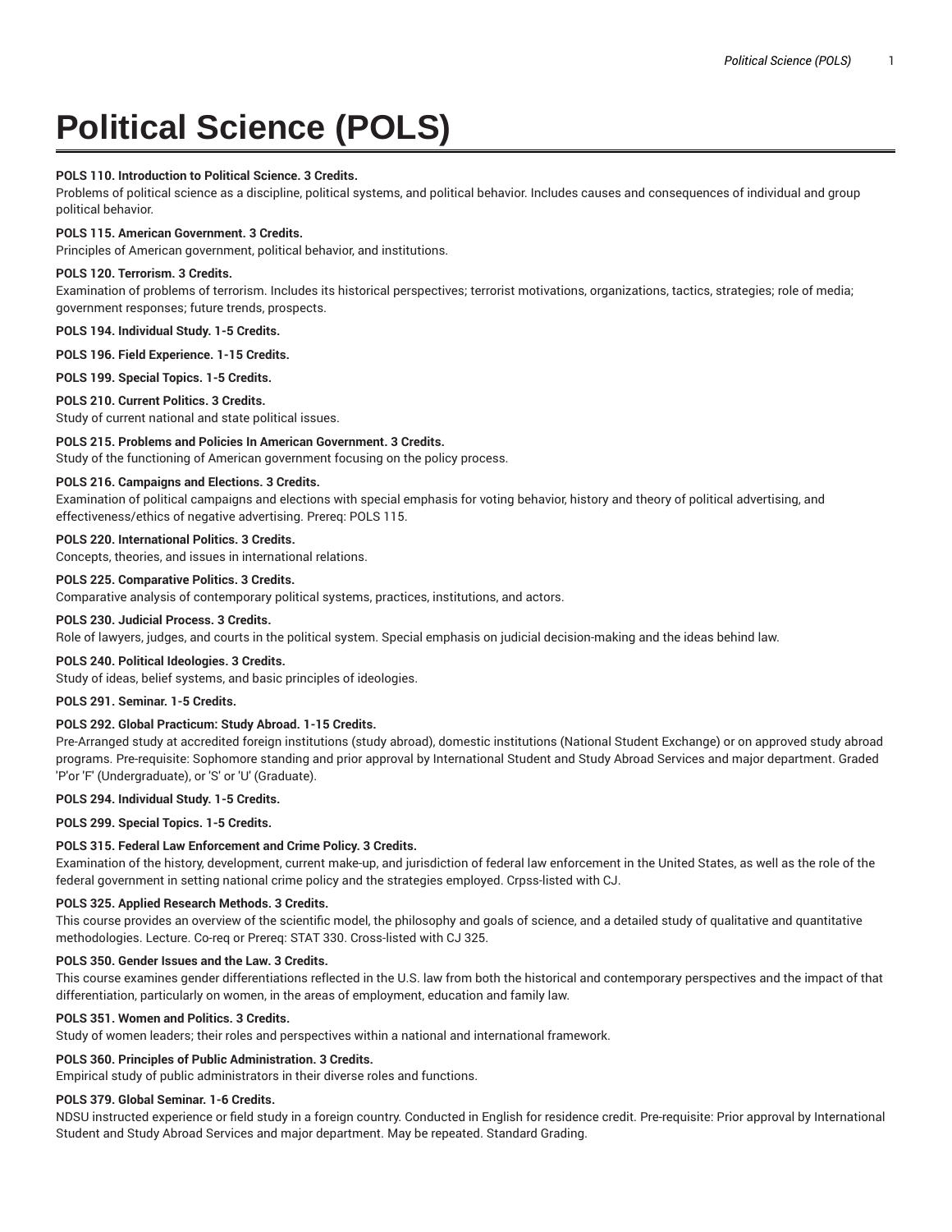# Political Science (POLS)

**POLS 110. Introduction to Political Science. 3 Credits.**
Problems of political science as a discipline, political systems, and political behavior. Includes causes and consequences of individual and group political behavior.

**POLS 115. American Government. 3 Credits.**
Principles of American government, political behavior, and institutions.

**POLS 120. Terrorism. 3 Credits.**
Examination of problems of terrorism. Includes its historical perspectives; terrorist motivations, organizations, tactics, strategies; role of media; government responses; future trends, prospects.

**POLS 194. Individual Study. 1-5 Credits.**

**POLS 196. Field Experience. 1-15 Credits.**

**POLS 199. Special Topics. 1-5 Credits.**

**POLS 210. Current Politics. 3 Credits.**
Study of current national and state political issues.

**POLS 215. Problems and Policies In American Government. 3 Credits.**
Study of the functioning of American government focusing on the policy process.

**POLS 216. Campaigns and Elections. 3 Credits.**
Examination of political campaigns and elections with special emphasis for voting behavior, history and theory of political advertising, and effectiveness/ethics of negative advertising. Prereq: POLS 115.

**POLS 220. International Politics. 3 Credits.**
Concepts, theories, and issues in international relations.

**POLS 225. Comparative Politics. 3 Credits.**
Comparative analysis of contemporary political systems, practices, institutions, and actors.

**POLS 230. Judicial Process. 3 Credits.**
Role of lawyers, judges, and courts in the political system. Special emphasis on judicial decision-making and the ideas behind law.

**POLS 240. Political Ideologies. 3 Credits.**
Study of ideas, belief systems, and basic principles of ideologies.

**POLS 291. Seminar. 1-5 Credits.**

**POLS 292. Global Practicum: Study Abroad. 1-15 Credits.**
Pre-Arranged study at accredited foreign institutions (study abroad), domestic institutions (National Student Exchange) or on approved study abroad programs. Pre-requisite: Sophomore standing and prior approval by International Student and Study Abroad Services and major department. Graded 'P'or 'F' (Undergraduate), or 'S' or 'U' (Graduate).

**POLS 294. Individual Study. 1-5 Credits.**

**POLS 299. Special Topics. 1-5 Credits.**

**POLS 315. Federal Law Enforcement and Crime Policy. 3 Credits.**
Examination of the history, development, current make-up, and jurisdiction of federal law enforcement in the United States, as well as the role of the federal government in setting national crime policy and the strategies employed. Crpss-listed with CJ.

**POLS 325. Applied Research Methods. 3 Credits.**
This course provides an overview of the scientific model, the philosophy and goals of science, and a detailed study of qualitative and quantitative methodologies. Lecture. Co-req or Prereq: STAT 330. Cross-listed with CJ 325.

**POLS 350. Gender Issues and the Law. 3 Credits.**
This course examines gender differentiations reflected in the U.S. law from both the historical and contemporary perspectives and the impact of that differentiation, particularly on women, in the areas of employment, education and family law.

**POLS 351. Women and Politics. 3 Credits.**
Study of women leaders; their roles and perspectives within a national and international framework.

**POLS 360. Principles of Public Administration. 3 Credits.**
Empirical study of public administrators in their diverse roles and functions.

**POLS 379. Global Seminar. 1-6 Credits.**
NDSU instructed experience or field study in a foreign country. Conducted in English for residence credit. Pre-requisite: Prior approval by International Student and Study Abroad Services and major department. May be repeated. Standard Grading.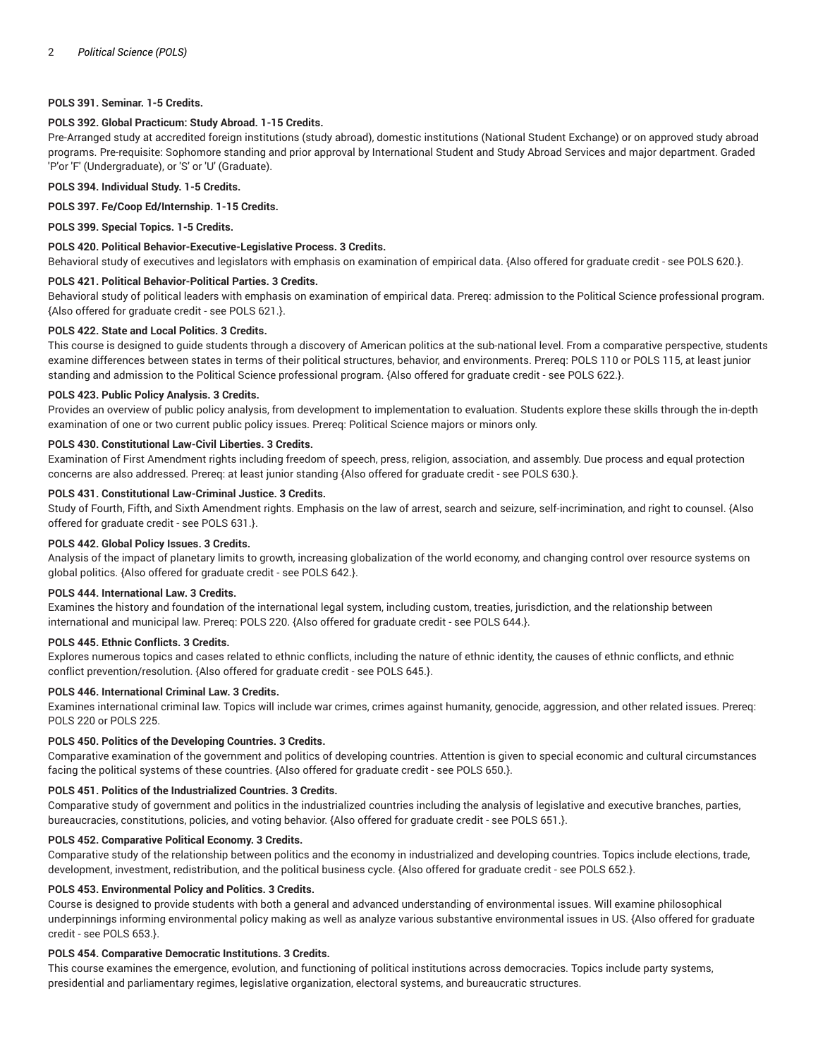**POLS 391. Seminar. 1-5 Credits.**

**POLS 392. Global Practicum: Study Abroad. 1-15 Credits.**

Pre-Arranged study at accredited foreign institutions (study abroad), domestic institutions (National Student Exchange) or on approved study abroad programs. Pre-requisite: Sophomore standing and prior approval by International Student and Study Abroad Services and major department. Graded 'P'or 'F' (Undergraduate), or 'S' or 'U' (Graduate).

**POLS 394. Individual Study. 1-5 Credits.**

**POLS 397. Fe/Coop Ed/Internship. 1-15 Credits.**

**POLS 399. Special Topics. 1-5 Credits.**

**POLS 420. Political Behavior-Executive-Legislative Process. 3 Credits.**

Behavioral study of executives and legislators with emphasis on examination of empirical data. {Also offered for graduate credit - see POLS 620.}.

**POLS 421. Political Behavior-Political Parties. 3 Credits.**

Behavioral study of political leaders with emphasis on examination of empirical data. Prereq: admission to the Political Science professional program. {Also offered for graduate credit - see POLS 621.}.

**POLS 422. State and Local Politics. 3 Credits.**

This course is designed to guide students through a discovery of American politics at the sub-national level. From a comparative perspective, students examine differences between states in terms of their political structures, behavior, and environments. Prereq: POLS 110 or POLS 115, at least junior standing and admission to the Political Science professional program. {Also offered for graduate credit - see POLS 622.}.

**POLS 423. Public Policy Analysis. 3 Credits.**

Provides an overview of public policy analysis, from development to implementation to evaluation. Students explore these skills through the in-depth examination of one or two current public policy issues. Prereq: Political Science majors or minors only.

**POLS 430. Constitutional Law-Civil Liberties. 3 Credits.**

Examination of First Amendment rights including freedom of speech, press, religion, association, and assembly. Due process and equal protection concerns are also addressed. Prereq: at least junior standing {Also offered for graduate credit - see POLS 630.}.

**POLS 431. Constitutional Law-Criminal Justice. 3 Credits.**

Study of Fourth, Fifth, and Sixth Amendment rights. Emphasis on the law of arrest, search and seizure, self-incrimination, and right to counsel. {Also offered for graduate credit - see POLS 631.}.

**POLS 442. Global Policy Issues. 3 Credits.**

Analysis of the impact of planetary limits to growth, increasing globalization of the world economy, and changing control over resource systems on global politics. {Also offered for graduate credit - see POLS 642.}.

**POLS 444. International Law. 3 Credits.**

Examines the history and foundation of the international legal system, including custom, treaties, jurisdiction, and the relationship between international and municipal law. Prereq: POLS 220. {Also offered for graduate credit - see POLS 644.}.

**POLS 445. Ethnic Conflicts. 3 Credits.**

Explores numerous topics and cases related to ethnic conflicts, including the nature of ethnic identity, the causes of ethnic conflicts, and ethnic conflict prevention/resolution. {Also offered for graduate credit - see POLS 645.}.

**POLS 446. International Criminal Law. 3 Credits.**

Examines international criminal law. Topics will include war crimes, crimes against humanity, genocide, aggression, and other related issues. Prereq: POLS 220 or POLS 225.

**POLS 450. Politics of the Developing Countries. 3 Credits.**

Comparative examination of the government and politics of developing countries. Attention is given to special economic and cultural circumstances facing the political systems of these countries. {Also offered for graduate credit - see POLS 650.}.

**POLS 451. Politics of the Industrialized Countries. 3 Credits.**

Comparative study of government and politics in the industrialized countries including the analysis of legislative and executive branches, parties, bureaucracies, constitutions, policies, and voting behavior. {Also offered for graduate credit - see POLS 651.}.

**POLS 452. Comparative Political Economy. 3 Credits.**

Comparative study of the relationship between politics and the economy in industrialized and developing countries. Topics include elections, trade, development, investment, redistribution, and the political business cycle. {Also offered for graduate credit - see POLS 652.}.

**POLS 453. Environmental Policy and Politics. 3 Credits.**

Course is designed to provide students with both a general and advanced understanding of environmental issues. Will examine philosophical underpinnings informing environmental policy making as well as analyze various substantive environmental issues in US. {Also offered for graduate credit - see POLS 653.}.

**POLS 454. Comparative Democratic Institutions. 3 Credits.**

This course examines the emergence, evolution, and functioning of political institutions across democracies. Topics include party systems, presidential and parliamentary regimes, legislative organization, electoral systems, and bureaucratic structures.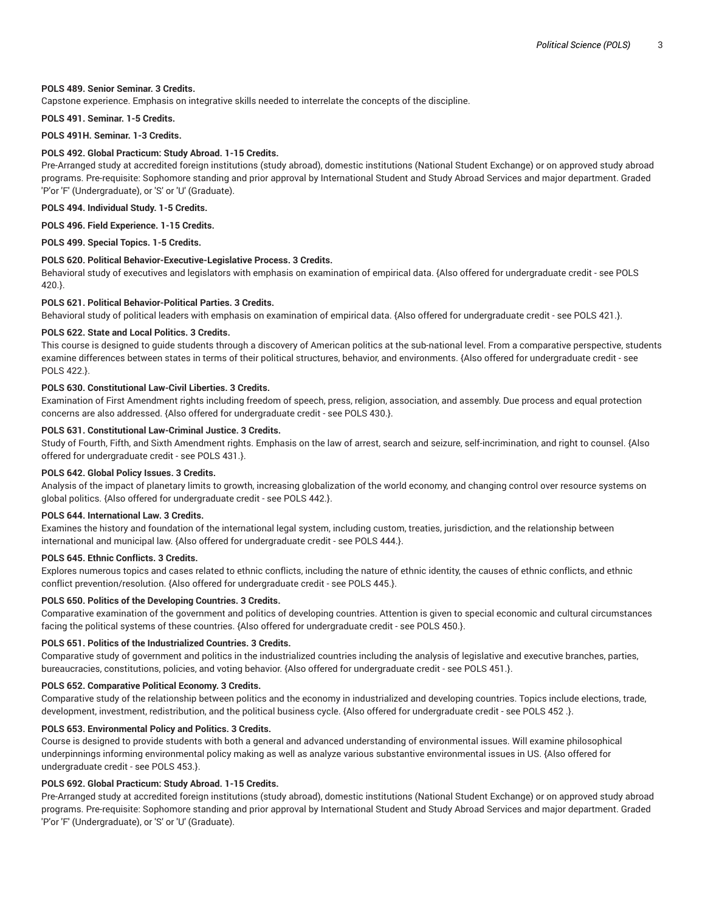**POLS 489. Senior Seminar. 3 Credits.**
Capstone experience. Emphasis on integrative skills needed to interrelate the concepts of the discipline.

**POLS 491. Seminar. 1-5 Credits.**

**POLS 491H. Seminar. 1-3 Credits.**

**POLS 492. Global Practicum: Study Abroad. 1-15 Credits.**
Pre-Arranged study at accredited foreign institutions (study abroad), domestic institutions (National Student Exchange) or on approved study abroad programs. Pre-requisite: Sophomore standing and prior approval by International Student and Study Abroad Services and major department. Graded 'P'or 'F' (Undergraduate), or 'S' or 'U' (Graduate).

**POLS 494. Individual Study. 1-5 Credits.**

**POLS 496. Field Experience. 1-15 Credits.**

**POLS 499. Special Topics. 1-5 Credits.**

**POLS 620. Political Behavior-Executive-Legislative Process. 3 Credits.**
Behavioral study of executives and legislators with emphasis on examination of empirical data. {Also offered for undergraduate credit - see POLS 420.}.

**POLS 621. Political Behavior-Political Parties. 3 Credits.**
Behavioral study of political leaders with emphasis on examination of empirical data. {Also offered for undergraduate credit - see POLS 421.}.

**POLS 622. State and Local Politics. 3 Credits.**
This course is designed to guide students through a discovery of American politics at the sub-national level. From a comparative perspective, students examine differences between states in terms of their political structures, behavior, and environments. {Also offered for undergraduate credit - see POLS 422.}.

**POLS 630. Constitutional Law-Civil Liberties. 3 Credits.**
Examination of First Amendment rights including freedom of speech, press, religion, association, and assembly. Due process and equal protection concerns are also addressed. {Also offered for undergraduate credit - see POLS 430.}.

**POLS 631. Constitutional Law-Criminal Justice. 3 Credits.**
Study of Fourth, Fifth, and Sixth Amendment rights. Emphasis on the law of arrest, search and seizure, self-incrimination, and right to counsel. {Also offered for undergraduate credit - see POLS 431.}.

**POLS 642. Global Policy Issues. 3 Credits.**
Analysis of the impact of planetary limits to growth, increasing globalization of the world economy, and changing control over resource systems on global politics. {Also offered for undergraduate credit - see POLS 442.}.

**POLS 644. International Law. 3 Credits.**
Examines the history and foundation of the international legal system, including custom, treaties, jurisdiction, and the relationship between international and municipal law. {Also offered for undergraduate credit - see POLS 444.}.

**POLS 645. Ethnic Conflicts. 3 Credits.**
Explores numerous topics and cases related to ethnic conflicts, including the nature of ethnic identity, the causes of ethnic conflicts, and ethnic conflict prevention/resolution. {Also offered for undergraduate credit - see POLS 445.}.

**POLS 650. Politics of the Developing Countries. 3 Credits.**
Comparative examination of the government and politics of developing countries. Attention is given to special economic and cultural circumstances facing the political systems of these countries. {Also offered for undergraduate credit - see POLS 450.}.

**POLS 651. Politics of the Industrialized Countries. 3 Credits.**
Comparative study of government and politics in the industrialized countries including the analysis of legislative and executive branches, parties, bureaucracies, constitutions, policies, and voting behavior. {Also offered for undergraduate credit - see POLS 451.}.

**POLS 652. Comparative Political Economy. 3 Credits.**
Comparative study of the relationship between politics and the economy in industrialized and developing countries. Topics include elections, trade, development, investment, redistribution, and the political business cycle. {Also offered for undergraduate credit - see POLS 452 .}.

**POLS 653. Environmental Policy and Politics. 3 Credits.**
Course is designed to provide students with both a general and advanced understanding of environmental issues. Will examine philosophical underpinnings informing environmental policy making as well as analyze various substantive environmental issues in US. {Also offered for undergraduate credit - see POLS 453.}.

**POLS 692. Global Practicum: Study Abroad. 1-15 Credits.**
Pre-Arranged study at accredited foreign institutions (study abroad), domestic institutions (National Student Exchange) or on approved study abroad programs. Pre-requisite: Sophomore standing and prior approval by International Student and Study Abroad Services and major department. Graded 'P'or 'F' (Undergraduate), or 'S' or 'U' (Graduate).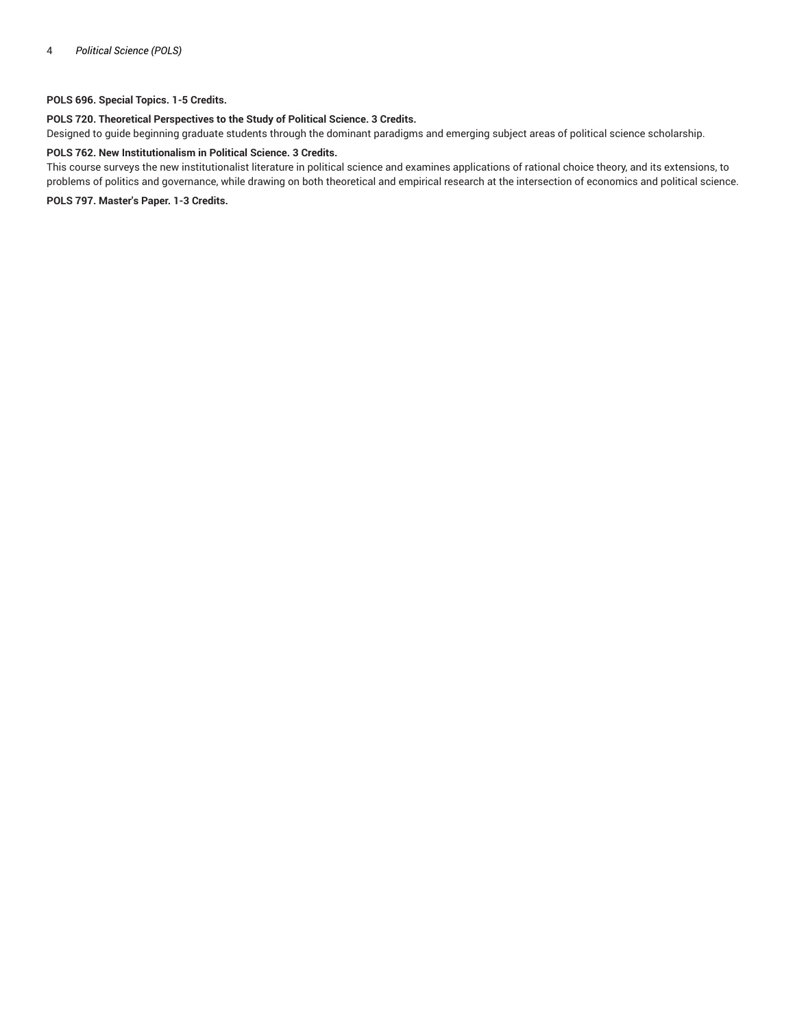**POLS 696. Special Topics. 1-5 Credits.**

**POLS 720. Theoretical Perspectives to the Study of Political Science. 3 Credits.**

Designed to guide beginning graduate students through the dominant paradigms and emerging subject areas of political science scholarship.

**POLS 762. New Institutionalism in Political Science. 3 Credits.**

This course surveys the new institutionalist literature in political science and examines applications of rational choice theory, and its extensions, to problems of politics and governance, while drawing on both theoretical and empirical research at the intersection of economics and political science.

**POLS 797. Master's Paper. 1-3 Credits.**